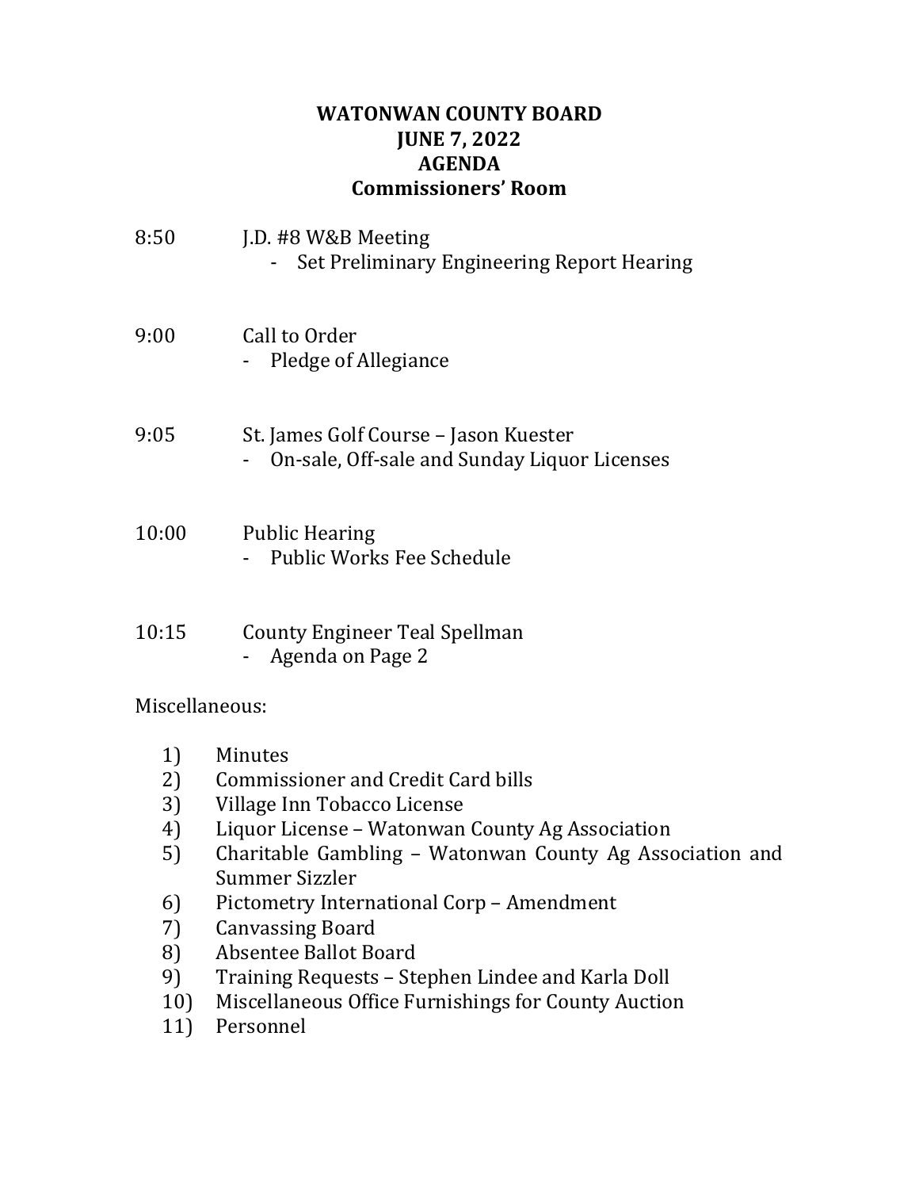# WATONWAN COUNTY BOARD
# JUNE 7, 2022
# AGENDA
# Commissioners' Room

8:50 J.D. #8 W&B Meeting
- Set Preliminary Engineering Report Hearing

9:00 Call to Order
- Pledge of Allegiance

9:05 St. James Golf Course – Jason Kuester
- On-sale, Off-sale and Sunday Liquor Licenses

10:00 Public Hearing
- Public Works Fee Schedule

10:15 County Engineer Teal Spellman
- Agenda on Page 2

Miscellaneous:

1) Minutes
2) Commissioner and Credit Card bills
3) Village Inn Tobacco License
4) Liquor License – Watonwan County Ag Association
5) Charitable Gambling – Watonwan County Ag Association and Summer Sizzler
6) Pictometry International Corp – Amendment
7) Canvassing Board
8) Absentee Ballot Board
9) Training Requests – Stephen Lindee and Karla Doll
10) Miscellaneous Office Furnishings for County Auction
11) Personnel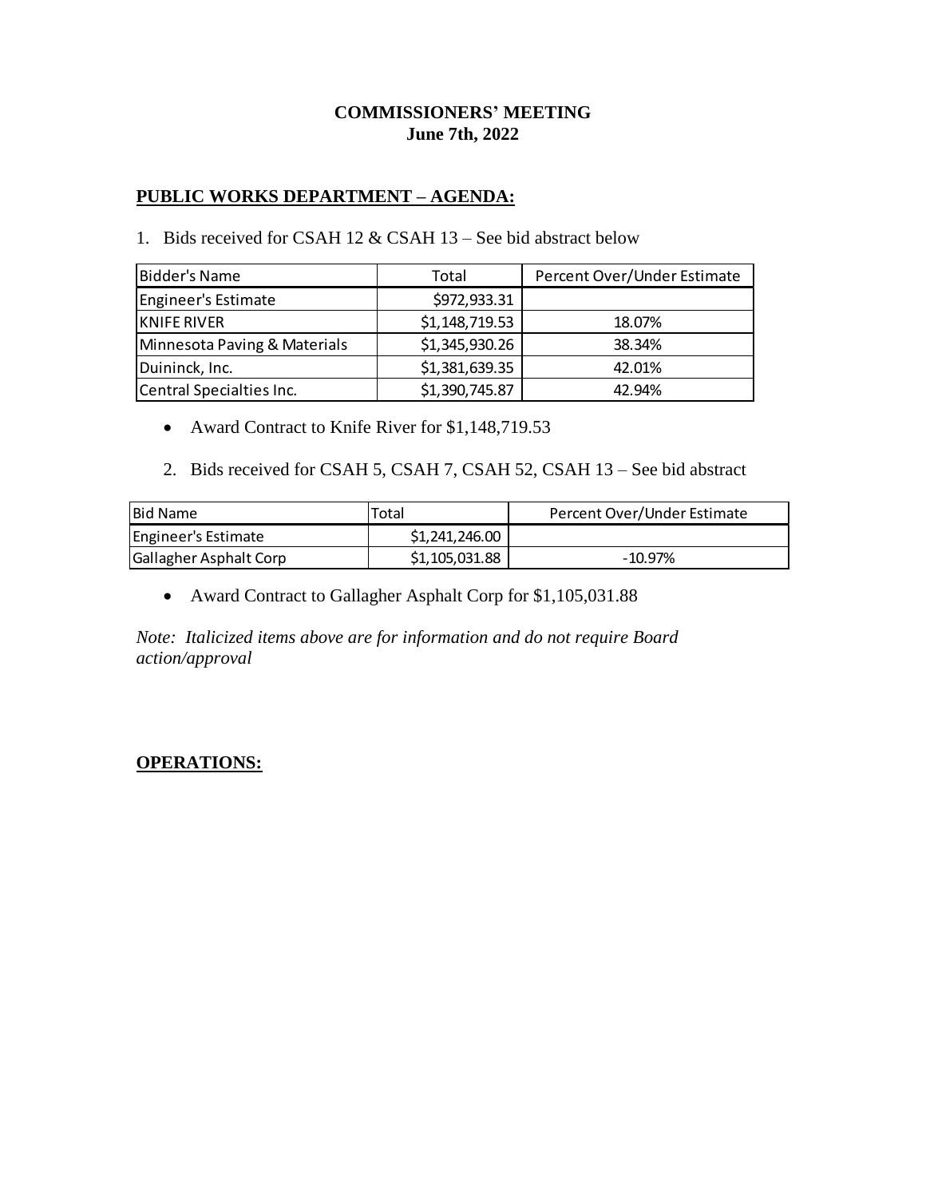**COMMISSIONERS' MEETING**
**June 7th, 2022**

## PUBLIC WORKS DEPARTMENT – AGENDA:

1. Bids received for CSAH 12 & CSAH 13 – See bid abstract below

| Bidder's Name | Total | Percent Over/Under Estimate |
|---|---|---|
| Engineer's Estimate | $972,933.31 | |
| KNIFE RIVER | $1,148,719.53 | 18.07% |
| Minnesota Paving & Materials | $1,345,930.26 | 38.34% |
| Duininck, Inc. | $1,381,639.35 | 42.01% |
| Central Specialties Inc. | $1,390,745.87 | 42.94% |

- Award Contract to Knife River for $1,148,719.53

2. Bids received for CSAH 5, CSAH 7, CSAH 52, CSAH 13 – See bid abstract

| Bid Name | Total | Percent Over/Under Estimate |
|---|---|---|
| Engineer's Estimate | $1,241,246.00 | |
| Gallagher Asphalt Corp | $1,105,031.88 | -10.97% |

- Award Contract to Gallagher Asphalt Corp for $1,105,031.88

*Note: Italicized items above are for information and do not require Board action/approval*

## OPERATIONS: